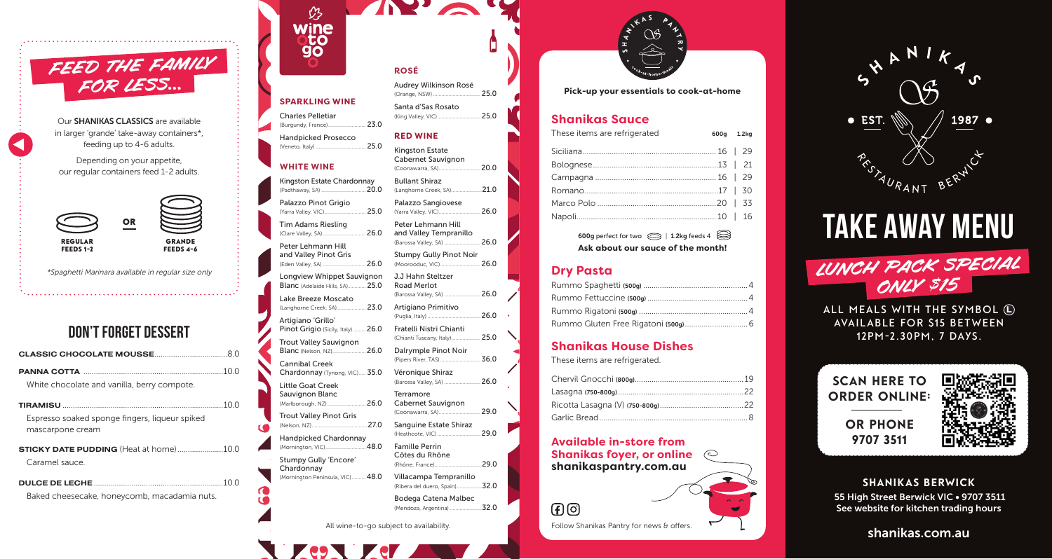# FEED THE FAMILY FOR LESS...

Our **SHANIKAS CLASSICS** are available in larger 'grande' take-away containers*, feeding up to 4-6 adults.

Depending on your appetite, our regular containers feed 1-2 adults.

**REGULAR** FEEDS 1-2 **OR** **GRANDE** FEEDS 4-6

*Spaghetti Marinara available in regular size only*

## DON'T FORGET DESSERT

**CLASSIC CHOCOLATE MOUSSE** .......... 8.0

**PANNA COTTA** .......... 10.0
White chocolate and vanilla, berry compote.

**TIRAMISU** .......... 10.0
Espresso soaked sponge fingers, liqueur spiked mascarpone cream

**STICKY DATE PUDDING** (Heat at home) .......... 10.0
Caramel sauce.

**DULCE DE LECHE** .......... 10.0
Baked cheesecake, honeycomb, macadamia nuts.

# wine to go

### SPARKLING WINE

- Charles Pelletiar (Burgundy, France) .......... 23.0
- Handpicked Prosecco (Veneto, Italy) .......... 25.0

### WHITE WINE

- Kingston Estate Chardonnay (Padthaway, SA) .......... 20.0
- Palazzo Pinot Grigio (Yarra Valley, VIC) .......... 25.0
- Tim Adams Riesling (Clare Valley, SA) .......... 26.0
- Peter Lehmann Hill and Valley Pinot Gris (Eden Valley, SA) .......... 26.0
- Longview Whippet Sauvignon Blanc (Adelaide Hills, SA) .......... 25.0
- Lake Breeze Moscato (Langhorne Creek, SA) .......... 23.0
- Artigiano 'Grillo' Pinot Grigio (Sicily, Italy) .......... 26.0
- Trout Valley Sauvignon Blanc (Nelson, NZ) .......... 26.0
- Cannibal Creek Chardonnay (Tynong, VIC) .......... 35.0
- Little Goat Creek Sauvignon Blanc (Marlborough, NZ) .......... 26.0
- Trout Valley Pinot Gris (Nelson, NZ) .......... 27.0
- Handpicked Chardonnay (Mornington, VIC) .......... 48.0
- Stumpy Gully 'Encore' Chardonnay (Mornington Peninsula, VIC) .......... 48.0

### ROSÉ

- Audrey Wilkinson Rosé (Orange, NSW) .......... 25.0
- Santa d'Sas Rosato (King Valley, VIC) .......... 25.0

### RED WINE

- Kingston Estate Cabernet Sauvignon (Coonawarra, SA) .......... 20.0
- Bullant Shiraz (Langhorne Creek, SA) .......... 21.0
- Palazzo Sangiovese (Yarra Valley, VIC) .......... 26.0
- Peter Lehmann Hill and Valley Tempranillo (Barossa Valley, SA) .......... 26.0
- Stumpy Gully Pinot Noir (Moorooduc, VIC) .......... 26.0
- J.J Hahn Steltzer Road Merlot (Barossa Valley, SA) .......... 26.0
- Artigiano Primitivo (Puglia, Italy) .......... 26.0
- Fratelli Nistri Chianti (Chianti Tuscany, Italy) .......... 25.0
- Dalrymple Pinot Noir (Pipers River, TAS) .......... 36.0
- Véronique Shiraz (Barossa Valley, SA) .......... 26.0
- Terramore Cabernet Sauvignon (Coonawarra, SA) .......... 29.0
- Sanguine Estate Shiraz (Heathcote, VIC) .......... 29.0
- Famille Perrin Côtes du Rhône (Rhône, France) .......... 29.0
- Villacampa Tempranillo (Ribera del duero, Spain) .......... 32.0
- Bodega Catena Malbec (Mendoza, Argentina) .......... 32.0

All wine-to-go subject to availability.

# SHANIKAS PANTRY

cook-at-home-meals

**Pick-up your essentials to cook-at-home**

## Shanikas Sauce

| These items are refrigerated | 600g | 1.2kg |
|---|---|---|
| Siciliana | 16 | 29 |
| Bolognese | 13 | 21 |
| Campagna | 16 | 29 |
| Romano | 17 | 30 |
| Marco Polo | 20 | 33 |
| Napoli | 10 | 16 |

**600g** perfect for two | **1.2kg** feeds 4

**Ask about our sauce of the month!**

## Dry Pasta

- Rummo Spaghetti **(500g)** .......... 4
- Rummo Fettuccine **(500g)** .......... 4
- Rummo Rigatoni **(500g)** .......... 4
- Rummo Gluten Free Rigatoni **(500g)** .......... 6

## Shanikas House Dishes

These items are refrigerated.

- Chervil Gnocchi **(800g)** .......... 19
- Lasagna **(750-800g)** .......... 22
- Ricotta Lasagna (V) **(750-800g)** .......... 22
- Garlic Bread .......... 8

**Available in-store from Shanikas foyer, or online**
**shanikaspantry.com.au**

Follow Shanikas Pantry for news & offers.

# SHANIKAS

EST. 1987

RESTAURANT BERWICK

# TAKE AWAY MENU

## LUNCH PACK SPECIAL ONLY $15

ALL MEALS WITH THE SYMBOL (L) AVAILABLE FOR $15 BETWEEN 12PM-2.30PM, 7 DAYS.

**SCAN HERE TO ORDER ONLINE:**

**OR PHONE 9707 3511**

**SHANIKAS BERWICK**
55 High Street Berwick VIC • 9707 3511
See website for kitchen trading hours

shanikas.com.au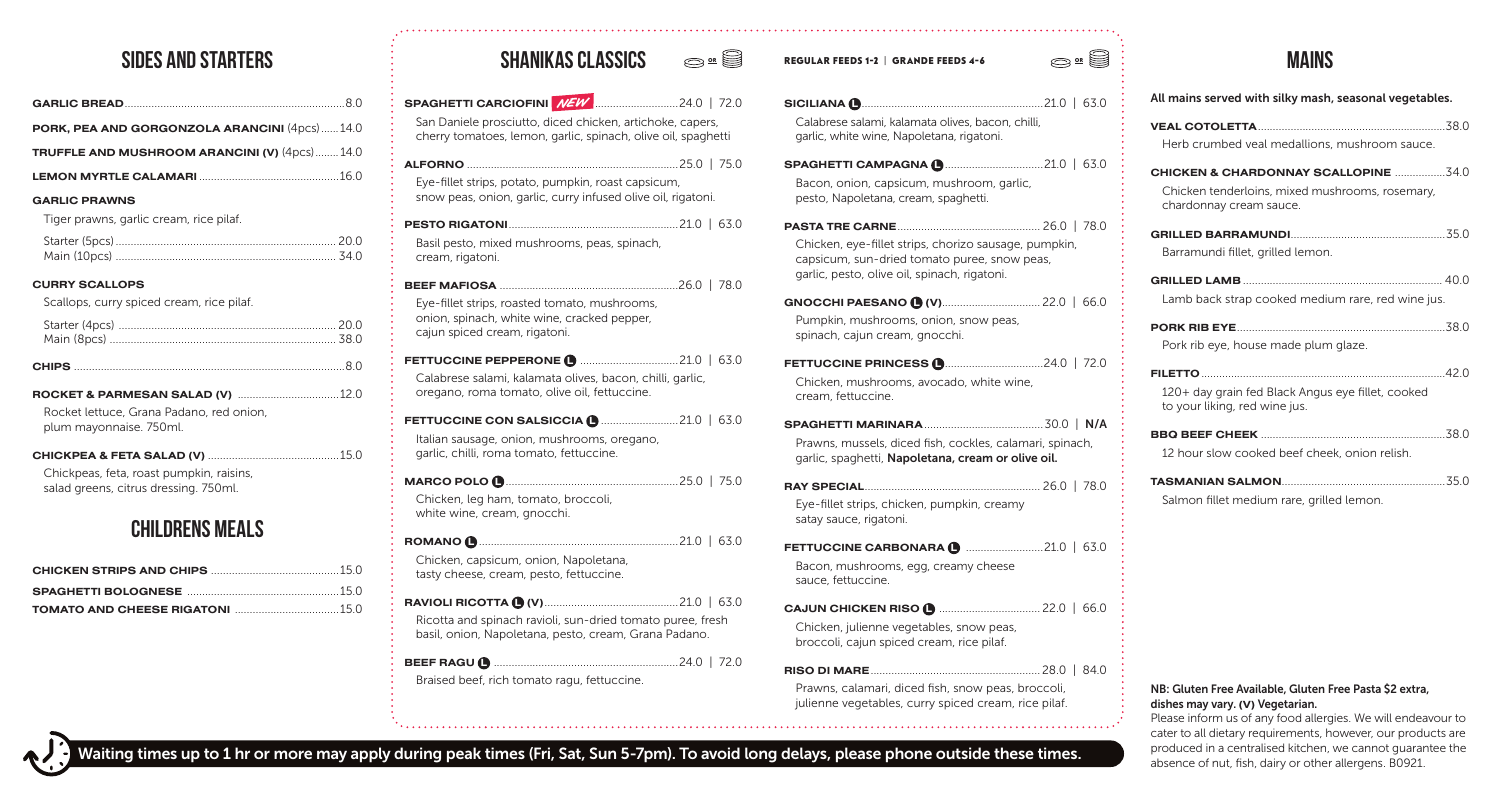## SIDES AND STARTERS

**GARLIC BREAD** ........ 8.0

**PORK, PEA AND GORGONZOLA ARANCINI** (4pcs) ...... 14.0

**TRUFFLE AND MUSHROOM ARANCINI (V)** (4pcs) ........ 14.0

**LEMON MYRTLE CALAMARI** ........ 16.0

**GARLIC PRAWNS**

Tiger prawns, garlic cream, rice pilaf.

Starter (5pcs) ........ 20.0
Main (10pcs) ........ 34.0

**CURRY SCALLOPS**

Scallops, curry spiced cream, rice pilaf.

Starter (4pcs) ........ 20.0
Main (8pcs) ........ 38.0

**CHIPS** ........ 8.0

**ROCKET & PARMESAN SALAD (V)** ........ 12.0

Rocket lettuce, Grana Padano, red onion, plum mayonnaise. 750ml.

**CHICKPEA & FETA SALAD (V)** ........ 15.0

Chickpeas, feta, roast pumpkin, raisins, salad greens, citrus dressing. 750ml.

## CHILDRENS MEALS

**CHICKEN STRIPS AND CHIPS** ........ 15.0

**SPAGHETTI BOLOGNESE** ........ 15.0

**TOMATO AND CHEESE RIGATONI** ........ 15.0

## SHANIKAS CLASSICS

REGULAR FEEDS 1-2 | GRANDE FEEDS 4-6

**SPAGHETTI CARCIOFINI** *NEW* ........ 24.0 | 72.0

San Daniele prosciutto, diced chicken, artichoke, capers, cherry tomatoes, lemon, garlic, spinach, olive oil, spaghetti

**ALFORNO** ........ 25.0 | 75.0

Eye-fillet strips, potato, pumpkin, roast capsicum, snow peas, onion, garlic, curry infused olive oil, rigatoni.

**PESTO RIGATONI** ........ 21.0 | 63.0

Basil pesto, mixed mushrooms, peas, spinach, cream, rigatoni.

**BEEF MAFIOSA** ........ 26.0 | 78.0

Eye-fillet strips, roasted tomato, mushrooms, onion, spinach, white wine, cracked pepper, cajun spiced cream, rigatoni.

**FETTUCCINE PEPPERONE** ........ 21.0 | 63.0

Calabrese salami, kalamata olives, bacon, chilli, garlic, oregano, roma tomato, olive oil, fettuccine.

**FETTUCCINE CON SALSICCIA** ........ 21.0 | 63.0

Italian sausage, onion, mushrooms, oregano, garlic, chilli, roma tomato, fettuccine.

**MARCO POLO** ........ 25.0 | 75.0

Chicken, leg ham, tomato, broccoli, white wine, cream, gnocchi.

**ROMANO** ........ 21.0 | 63.0

Chicken, capsicum, onion, Napoletana, tasty cheese, cream, pesto, fettuccine.

**RAVIOLI RICOTTA (V)** ........ 21.0 | 63.0

Ricotta and spinach ravioli, sun-dried tomato puree, fresh basil, onion, Napoletana, pesto, cream, Grana Padano.

**BEEF RAGU** ........ 24.0 | 72.0

Braised beef, rich tomato ragu, fettuccine.

**SICILIANA** ........ 21.0 | 63.0

Calabrese salami, kalamata olives, bacon, chilli, garlic, white wine, Napoletana, rigatoni.

**SPAGHETTI CAMPAGNA** ........ 21.0 | 63.0

Bacon, onion, capsicum, mushroom, garlic, pesto, Napoletana, cream, spaghetti.

**PASTA TRE CARNE** ........ 26.0 | 78.0

Chicken, eye-fillet strips, chorizo sausage, pumpkin, capsicum, sun-dried tomato puree, snow peas, garlic, pesto, olive oil, spinach, rigatoni.

**GNOCCHI PAESANO (V)** ........ 22.0 | 66.0

Pumpkin, mushrooms, onion, snow peas, spinach, cajun cream, gnocchi.

**FETTUCCINE PRINCESS** ........ 24.0 | 72.0

Chicken, mushrooms, avocado, white wine, cream, fettuccine.

**SPAGHETTI MARINARA** ........ 30.0 | N/A

Prawns, mussels, diced fish, cockles, calamari, spinach, garlic, spaghetti, **Napoletana, cream or olive oil.**

**RAY SPECIAL** ........ 26.0 | 78.0

Eye-fillet strips, chicken, pumpkin, creamy satay sauce, rigatoni.

**FETTUCCINE CARBONARA** ........ 21.0 | 63.0

Bacon, mushrooms, egg, creamy cheese sauce, fettuccine.

**CAJUN CHICKEN RISO** ........ 22.0 | 66.0

Chicken, julienne vegetables, snow peas, broccoli, cajun spiced cream, rice pilaf.

**RISO DI MARE** ........ 28.0 | 84.0

Prawns, calamari, diced fish, snow peas, broccoli, julienne vegetables, curry spiced cream, rice pilaf.

## MAINS

All mains served with silky mash, seasonal vegetables.

**VEAL COTOLETTA** ........ 38.0

Herb crumbed veal medallions, mushroom sauce.

**CHICKEN & CHARDONNAY SCALLOPINE** ........ 34.0

Chicken tenderloins, mixed mushrooms, rosemary, chardonnay cream sauce.

**GRILLED BARRAMUNDI** ........ 35.0

Barramundi fillet, grilled lemon.

**GRILLED LAMB** ........ 40.0

Lamb back strap cooked medium rare, red wine jus.

**PORK RIB EYE** ........ 38.0

Pork rib eye, house made plum glaze.

**FILETTO** ........ 42.0

120+ day grain fed Black Angus eye fillet, cooked to your liking, red wine jus.

**BBQ BEEF CHEEK** ........ 38.0

12 hour slow cooked beef cheek, onion relish.

**TASMANIAN SALMON** ........ 35.0

Salmon fillet medium rare, grilled lemon.

**NB: Gluten Free Available, Gluten Free Pasta $2 extra, dishes may vary. (V) Vegetarian.**

Please inform us of any food allergies. We will endeavour to cater to all dietary requirements, however, our products are produced in a centralised kitchen, we cannot guarantee the absence of nut, fish, dairy or other allergens. B0921.

**Waiting times up to 1 hr or more may apply during peak times (Fri, Sat, Sun 5-7pm). To avoid long delays, please phone outside these times.**